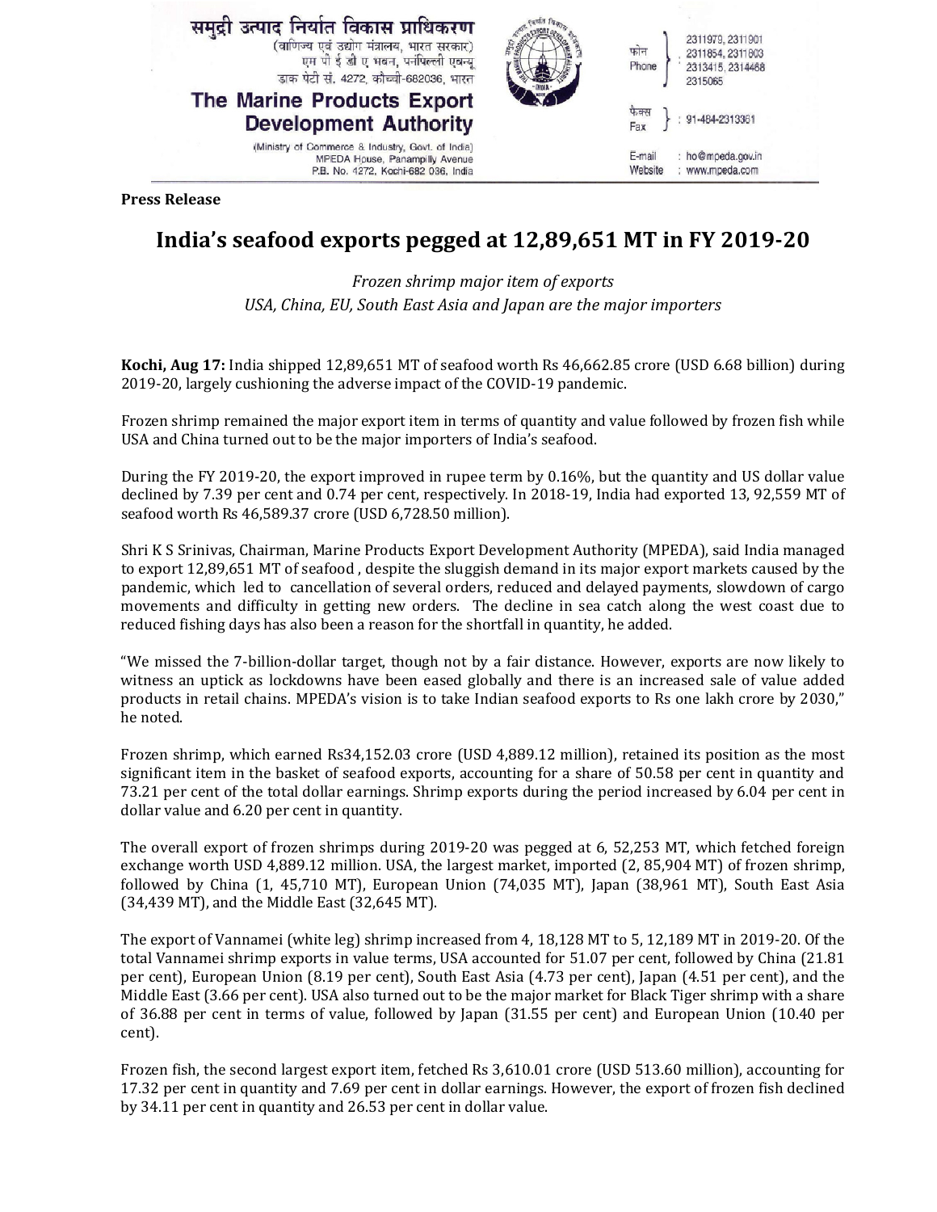समुद्री उत्पाद निर्यात विकास प्राधिकरण
(वाणिज्य एवं उद्योग मंत्रालय, भारत सरकार)
एम पी ई डी ए भवन, पनंपिल्ली एवन्यू
डाक पेटी सं. 4272, कोच्ची-682036, भारत

**The Marine Products Export Development Authority**
(Ministry of Commerce & Industry, Govt. of India)
MPEDA House, Panampilly Avenue
P.B. No. 4272, Kochi-682 036, India

फोन / Phone: 2311979, 2311901, 2311854, 2311803, 2313415, 2314468, 2315065
फैक्स / Fax: 91-484-2313361
E-mail: ho@mpeda.gov.in
Website: www.mpeda.com

**Press Release**

# India's seafood exports pegged at 12,89,651 MT in FY 2019-20

*Frozen shrimp major item of exports*
*USA, China, EU, South East Asia and Japan are the major importers*

**Kochi, Aug 17:** India shipped 12,89,651 MT of seafood worth Rs 46,662.85 crore (USD 6.68 billion) during 2019-20, largely cushioning the adverse impact of the COVID-19 pandemic.

Frozen shrimp remained the major export item in terms of quantity and value followed by frozen fish while USA and China turned out to be the major importers of India's seafood.

During the FY 2019-20, the export improved in rupee term by 0.16%, but the quantity and US dollar value declined by 7.39 per cent and 0.74 per cent, respectively. In 2018-19, India had exported 13, 92,559 MT of seafood worth Rs 46,589.37 crore (USD 6,728.50 million).

Shri K S Srinivas, Chairman, Marine Products Export Development Authority (MPEDA), said India managed to export 12,89,651 MT of seafood , despite the sluggish demand in its major export markets caused by the pandemic, which led to cancellation of several orders, reduced and delayed payments, slowdown of cargo movements and difficulty in getting new orders. The decline in sea catch along the west coast due to reduced fishing days has also been a reason for the shortfall in quantity, he added.

"We missed the 7-billion-dollar target, though not by a fair distance. However, exports are now likely to witness an uptick as lockdowns have been eased globally and there is an increased sale of value added products in retail chains. MPEDA's vision is to take Indian seafood exports to Rs one lakh crore by 2030," he noted.

Frozen shrimp, which earned Rs34,152.03 crore (USD 4,889.12 million), retained its position as the most significant item in the basket of seafood exports, accounting for a share of 50.58 per cent in quantity and 73.21 per cent of the total dollar earnings. Shrimp exports during the period increased by 6.04 per cent in dollar value and 6.20 per cent in quantity.

The overall export of frozen shrimps during 2019-20 was pegged at 6, 52,253 MT, which fetched foreign exchange worth USD 4,889.12 million. USA, the largest market, imported (2, 85,904 MT) of frozen shrimp, followed by China (1, 45,710 MT), European Union (74,035 MT), Japan (38,961 MT), South East Asia (34,439 MT), and the Middle East (32,645 MT).

The export of Vannamei (white leg) shrimp increased from 4, 18,128 MT to 5, 12,189 MT in 2019-20. Of the total Vannamei shrimp exports in value terms, USA accounted for 51.07 per cent, followed by China (21.81 per cent), European Union (8.19 per cent), South East Asia (4.73 per cent), Japan (4.51 per cent), and the Middle East (3.66 per cent). USA also turned out to be the major market for Black Tiger shrimp with a share of 36.88 per cent in terms of value, followed by Japan (31.55 per cent) and European Union (10.40 per cent).

Frozen fish, the second largest export item, fetched Rs 3,610.01 crore (USD 513.60 million), accounting for 17.32 per cent in quantity and 7.69 per cent in dollar earnings. However, the export of frozen fish declined by 34.11 per cent in quantity and 26.53 per cent in dollar value.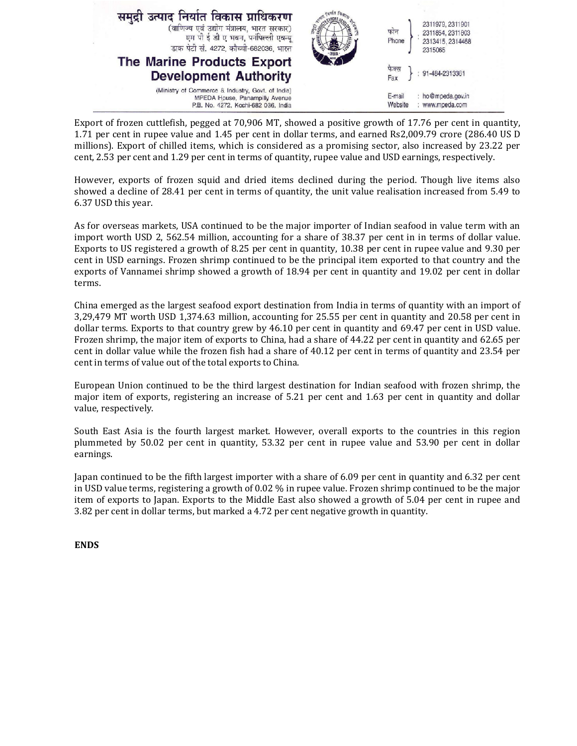Export of frozen cuttlefish, pegged at 70,906 MT, showed a positive growth of 17.76 per cent in quantity, 1.71 per cent in rupee value and 1.45 per cent in dollar terms, and earned Rs2,009.79 crore (286.40 US D millions). Export of chilled items, which is considered as a promising sector, also increased by 23.22 per cent, 2.53 per cent and 1.29 per cent in terms of quantity, rupee value and USD earnings, respectively.

However, exports of frozen squid and dried items declined during the period. Though live items also showed a decline of 28.41 per cent in terms of quantity, the unit value realisation increased from 5.49 to 6.37 USD this year.

As for overseas markets, USA continued to be the major importer of Indian seafood in value term with an import worth USD 2, 562.54 million, accounting for a share of 38.37 per cent in in terms of dollar value. Exports to US registered a growth of 8.25 per cent in quantity, 10.38 per cent in rupee value and 9.30 per cent in USD earnings. Frozen shrimp continued to be the principal item exported to that country and the exports of Vannamei shrimp showed a growth of 18.94 per cent in quantity and 19.02 per cent in dollar terms.

China emerged as the largest seafood export destination from India in terms of quantity with an import of 3,29,479 MT worth USD 1,374.63 million, accounting for 25.55 per cent in quantity and 20.58 per cent in dollar terms. Exports to that country grew by 46.10 per cent in quantity and 69.47 per cent in USD value. Frozen shrimp, the major item of exports to China, had a share of 44.22 per cent in quantity and 62.65 per cent in dollar value while the frozen fish had a share of 40.12 per cent in terms of quantity and 23.54 per cent in terms of value out of the total exports to China.

European Union continued to be the third largest destination for Indian seafood with frozen shrimp, the major item of exports, registering an increase of 5.21 per cent and 1.63 per cent in quantity and dollar value, respectively.

South East Asia is the fourth largest market. However, overall exports to the countries in this region plummeted by 50.02 per cent in quantity, 53.32 per cent in rupee value and 53.90 per cent in dollar earnings.

Japan continued to be the fifth largest importer with a share of 6.09 per cent in quantity and 6.32 per cent in USD value terms, registering a growth of 0.02 % in rupee value. Frozen shrimp continued to be the major item of exports to Japan. Exports to the Middle East also showed a growth of 5.04 per cent in rupee and 3.82 per cent in dollar terms, but marked a 4.72 per cent negative growth in quantity.

**ENDS**